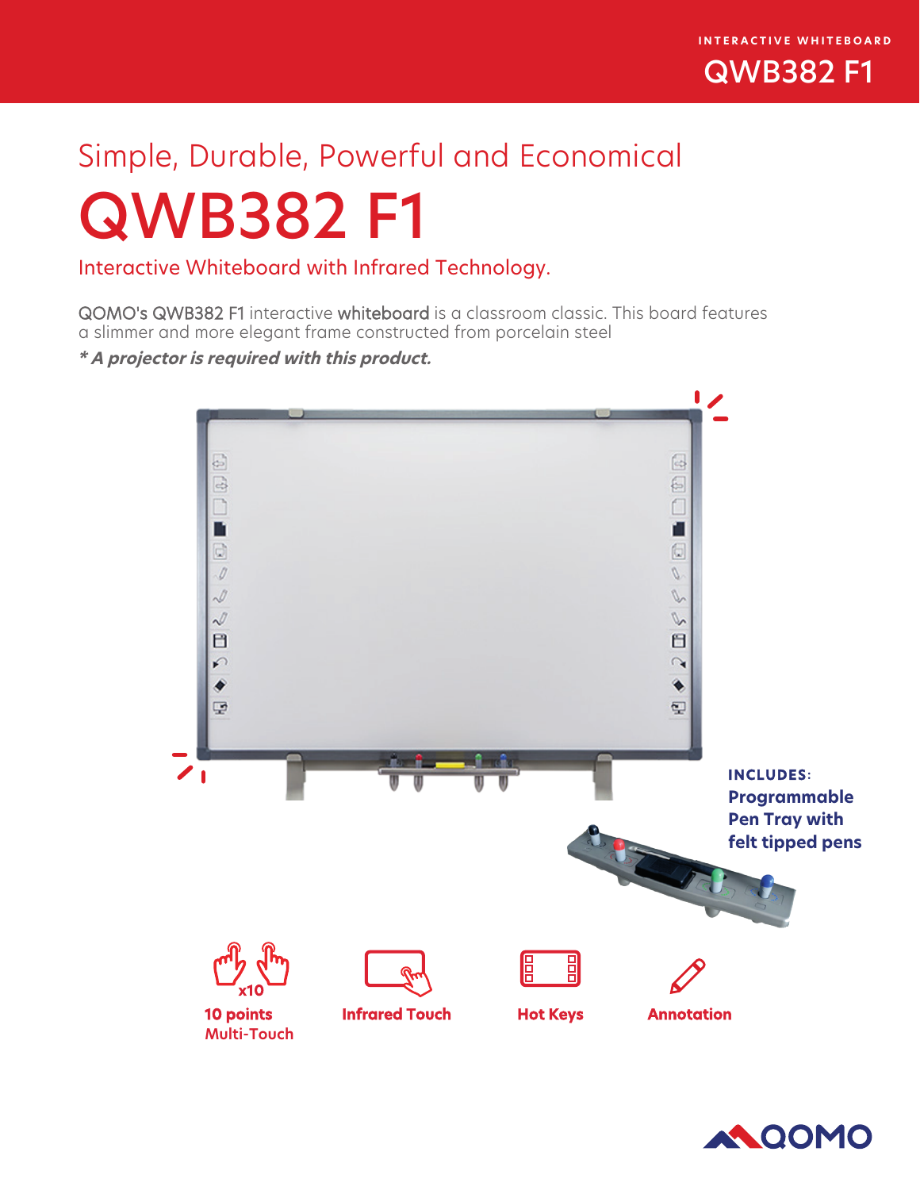INTERACTIVE WHITEBOARD

QWB382 F1

## Simple, Durable, Powerful and Economical

# QWB382 F1

## Interactive Whiteboard with Infrared Technology.

QOMO's QWB382 F1 interactive whiteboard is a classroom classic. This board features a slimmer and more elegant frame constructed from porcelain steel

***\* A projector is required with this product.***

**INCLUDES:**
**Programmable Pen Tray with felt tipped pens**

x10

**10 points Multi-Touch**

**Infrared Touch**

**Hot Keys**

**Annotation**

QOMO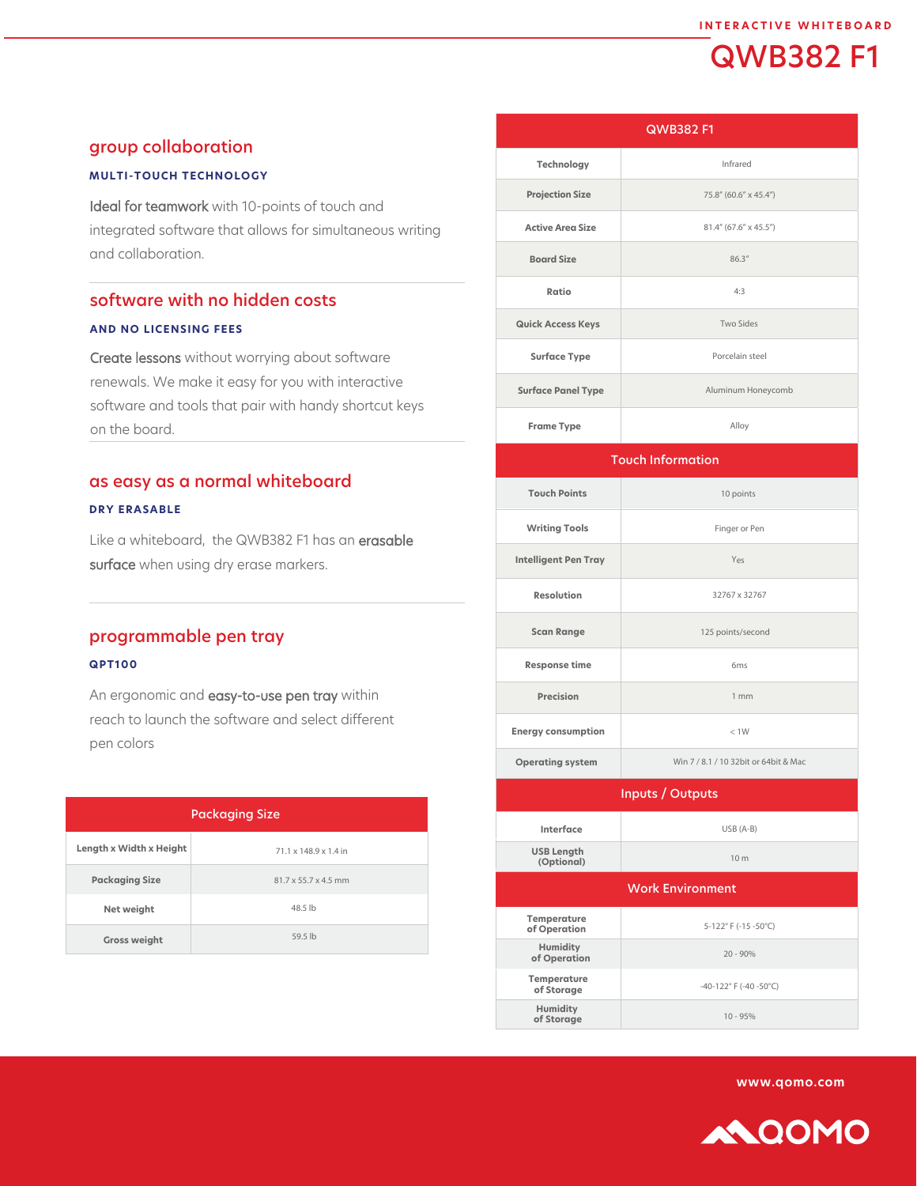INTERACTIVE WHITEBOARD

# QWB382 F1

## group collaboration

### MULTI-TOUCH TECHNOLOGY

Ideal for teamwork with 10-points of touch and integrated software that allows for simultaneous writing and collaboration.

## software with no hidden costs

### AND NO LICENSING FEES

Create lessons without worrying about software renewals. We make it easy for you with interactive software and tools that pair with handy shortcut keys on the board.

## as easy as a normal whiteboard

### DRY ERASABLE

Like a whiteboard, the QWB382 F1 has an erasable surface when using dry erase markers.

## programmable pen tray

### QPT100

An ergonomic and easy-to-use pen tray within reach to launch the software and select different pen colors

| Packaging Size | |
|---|---|
| Length x Width x Height | 71.1 x 148.9 x 1.4 in |
| Packaging Size | 81.7 x 55.7 x 4.5 mm |
| Net weight | 48.5 lb |
| Gross weight | 59.5 lb |

| QWB382 F1 | |
|---|---|
| Technology | Infrared |
| Projection Size | 75.8" (60.6" x 45.4") |
| Active Area Size | 81.4" (67.6" x 45.5") |
| Board Size | 86.3" |
| Ratio | 4:3 |
| Quick Access Keys | Two Sides |
| Surface Type | Porcelain steel |
| Surface Panel Type | Aluminum Honeycomb |
| Frame Type | Alloy |
| **Touch Information** | |
| Touch Points | 10 points |
| Writing Tools | Finger or Pen |
| Intelligent Pen Tray | Yes |
| Resolution | 32767 x 32767 |
| Scan Range | 125 points/second |
| Response time | 6ms |
| Precision | 1 mm |
| Energy consumption | < 1W |
| Operating system | Win 7 / 8.1 / 10 32bit or 64bit & Mac |
| **Inputs / Outputs** | |
| Interface | USB (A-B) |
| USB Length (Optional) | 10 m |
| **Work Environment** | |
| Temperature of Operation | 5-122° F (-15 -50°C) |
| Humidity of Operation | 20 - 90% |
| Temperature of Storage | -40-122° F (-40 -50°C) |
| Humidity of Storage | 10 - 95% |

www.qomo.com

QOMO